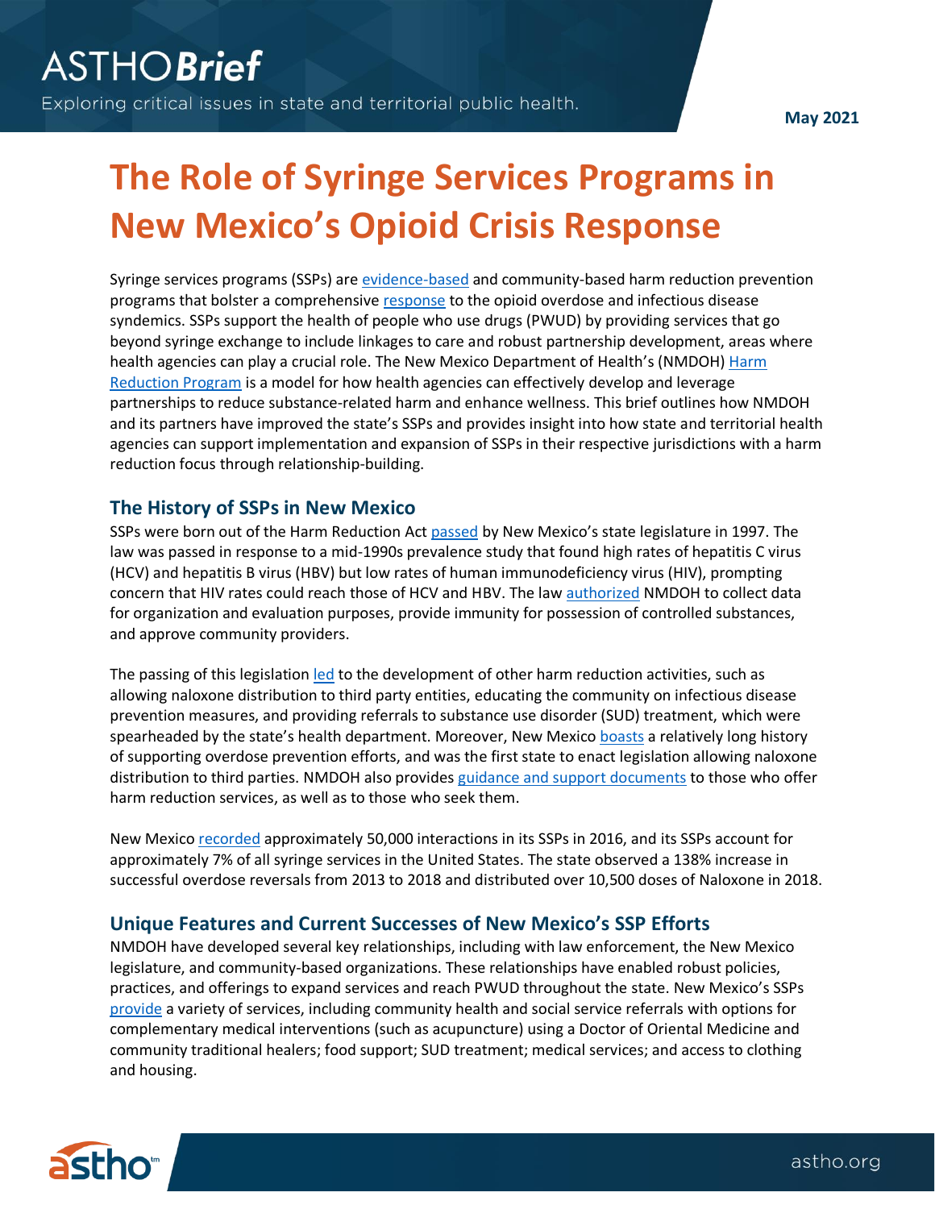ASTHO*Brief*

Exploring critical issues in state and territorial public health.

**May 2021**

# The Role of Syringe Services Programs in New Mexico's Opioid Crisis Response

Syringe services programs (SSPs) are evidence-based and community-based harm reduction prevention programs that bolster a comprehensive response to the opioid overdose and infectious disease syndemics. SSPs support the health of people who use drugs (PWUD) by providing services that go beyond syringe exchange to include linkages to care and robust partnership development, areas where health agencies can play a crucial role. The New Mexico Department of Health's (NMDOH) Harm Reduction Program is a model for how health agencies can effectively develop and leverage partnerships to reduce substance-related harm and enhance wellness. This brief outlines how NMDOH and its partners have improved the state's SSPs and provides insight into how state and territorial health agencies can support implementation and expansion of SSPs in their respective jurisdictions with a harm reduction focus through relationship-building.

## The History of SSPs in New Mexico

SSPs were born out of the Harm Reduction Act passed by New Mexico's state legislature in 1997. The law was passed in response to a mid-1990s prevalence study that found high rates of hepatitis C virus (HCV) and hepatitis B virus (HBV) but low rates of human immunodeficiency virus (HIV), prompting concern that HIV rates could reach those of HCV and HBV. The law authorized NMDOH to collect data for organization and evaluation purposes, provide immunity for possession of controlled substances, and approve community providers.

The passing of this legislation led to the development of other harm reduction activities, such as allowing naloxone distribution to third party entities, educating the community on infectious disease prevention measures, and providing referrals to substance use disorder (SUD) treatment, which were spearheaded by the state's health department. Moreover, New Mexico boasts a relatively long history of supporting overdose prevention efforts, and was the first state to enact legislation allowing naloxone distribution to third parties. NMDOH also provides guidance and support documents to those who offer harm reduction services, as well as to those who seek them.

New Mexico recorded approximately 50,000 interactions in its SSPs in 2016, and its SSPs account for approximately 7% of all syringe services in the United States. The state observed a 138% increase in successful overdose reversals from 2013 to 2018 and distributed over 10,500 doses of Naloxone in 2018.

## Unique Features and Current Successes of New Mexico's SSP Efforts

NMDOH have developed several key relationships, including with law enforcement, the New Mexico legislature, and community-based organizations. These relationships have enabled robust policies, practices, and offerings to expand services and reach PWUD throughout the state. New Mexico's SSPs provide a variety of services, including community health and social service referrals with options for complementary medical interventions (such as acupuncture) using a Doctor of Oriental Medicine and community traditional healers; food support; SUD treatment; medical services; and access to clothing and housing.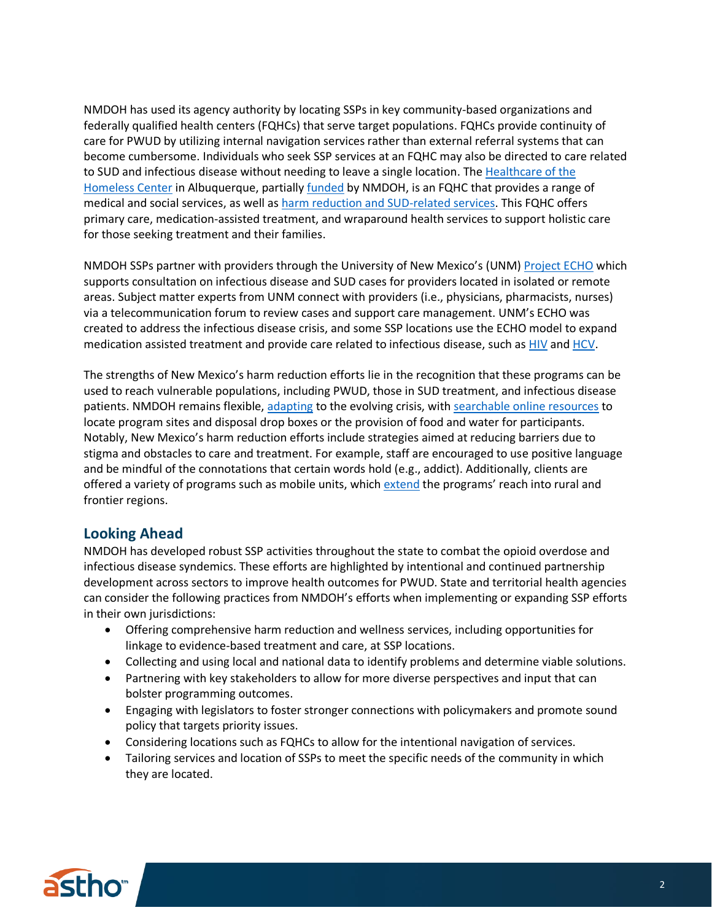NMDOH has used its agency authority by locating SSPs in key community-based organizations and federally qualified health centers (FQHCs) that serve target populations. FQHCs provide continuity of care for PWUD by utilizing internal navigation services rather than external referral systems that can become cumbersome. Individuals who seek SSP services at an FQHC may also be directed to care related to SUD and infectious disease without needing to leave a single location. The Healthcare of the Homeless Center in Albuquerque, partially funded by NMDOH, is an FQHC that provides a range of medical and social services, as well as harm reduction and SUD-related services. This FQHC offers primary care, medication-assisted treatment, and wraparound health services to support holistic care for those seeking treatment and their families.

NMDOH SSPs partner with providers through the University of New Mexico's (UNM) Project ECHO which supports consultation on infectious disease and SUD cases for providers located in isolated or remote areas. Subject matter experts from UNM connect with providers (i.e., physicians, pharmacists, nurses) via a telecommunication forum to review cases and support care management. UNM's ECHO was created to address the infectious disease crisis, and some SSP locations use the ECHO model to expand medication assisted treatment and provide care related to infectious disease, such as HIV and HCV.

The strengths of New Mexico's harm reduction efforts lie in the recognition that these programs can be used to reach vulnerable populations, including PWUD, those in SUD treatment, and infectious disease patients. NMDOH remains flexible, adapting to the evolving crisis, with searchable online resources to locate program sites and disposal drop boxes or the provision of food and water for participants. Notably, New Mexico's harm reduction efforts include strategies aimed at reducing barriers due to stigma and obstacles to care and treatment. For example, staff are encouraged to use positive language and be mindful of the connotations that certain words hold (e.g., addict). Additionally, clients are offered a variety of programs such as mobile units, which extend the programs' reach into rural and frontier regions.

## Looking Ahead

NMDOH has developed robust SSP activities throughout the state to combat the opioid overdose and infectious disease syndemics. These efforts are highlighted by intentional and continued partnership development across sectors to improve health outcomes for PWUD. State and territorial health agencies can consider the following practices from NMDOH's efforts when implementing or expanding SSP efforts in their own jurisdictions:

- Offering comprehensive harm reduction and wellness services, including opportunities for linkage to evidence-based treatment and care, at SSP locations.
- Collecting and using local and national data to identify problems and determine viable solutions.
- Partnering with key stakeholders to allow for more diverse perspectives and input that can bolster programming outcomes.
- Engaging with legislators to foster stronger connections with policymakers and promote sound policy that targets priority issues.
- Considering locations such as FQHCs to allow for the intentional navigation of services.
- Tailoring services and location of SSPs to meet the specific needs of the community in which they are located.